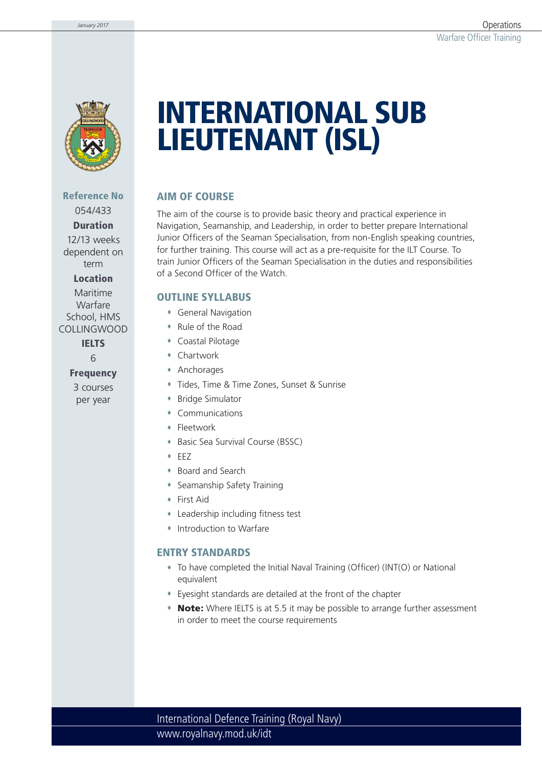# INTERNATIONAL SUB LIEUTENANT (ISL)

**Reference No**
054/433

**Duration**
12/13 weeks dependent on term

**Location**
Maritime Warfare School, HMS COLLINGWOOD

**IELTS**
6

**Frequency**
3 courses per year

## AIM OF COURSE

The aim of the course is to provide basic theory and practical experience in Navigation, Seamanship, and Leadership, in order to better prepare International Junior Officers of the Seaman Specialisation, from non-English speaking countries, for further training. This course will act as a pre-requisite for the ILT Course. To train Junior Officers of the Seaman Specialisation in the duties and responsibilities of a Second Officer of the Watch.

## OUTLINE SYLLABUS

- General Navigation
- Rule of the Road
- Coastal Pilotage
- Chartwork
- Anchorages
- Tides, Time & Time Zones, Sunset & Sunrise
- Bridge Simulator
- Communications
- Fleetwork
- Basic Sea Survival Course (BSSC)
- EEZ
- Board and Search
- Seamanship Safety Training
- First Aid
- Leadership including fitness test
- Introduction to Warfare

## ENTRY STANDARDS

- To have completed the Initial Naval Training (Officer) (INT(O) or National equivalent
- Eyesight standards are detailed at the front of the chapter
- **Note:** Where IELTS is at 5.5 it may be possible to arrange further assessment in order to meet the course requirements

International Defence Training (Royal Navy)
www.royalnavy.mod.uk/idt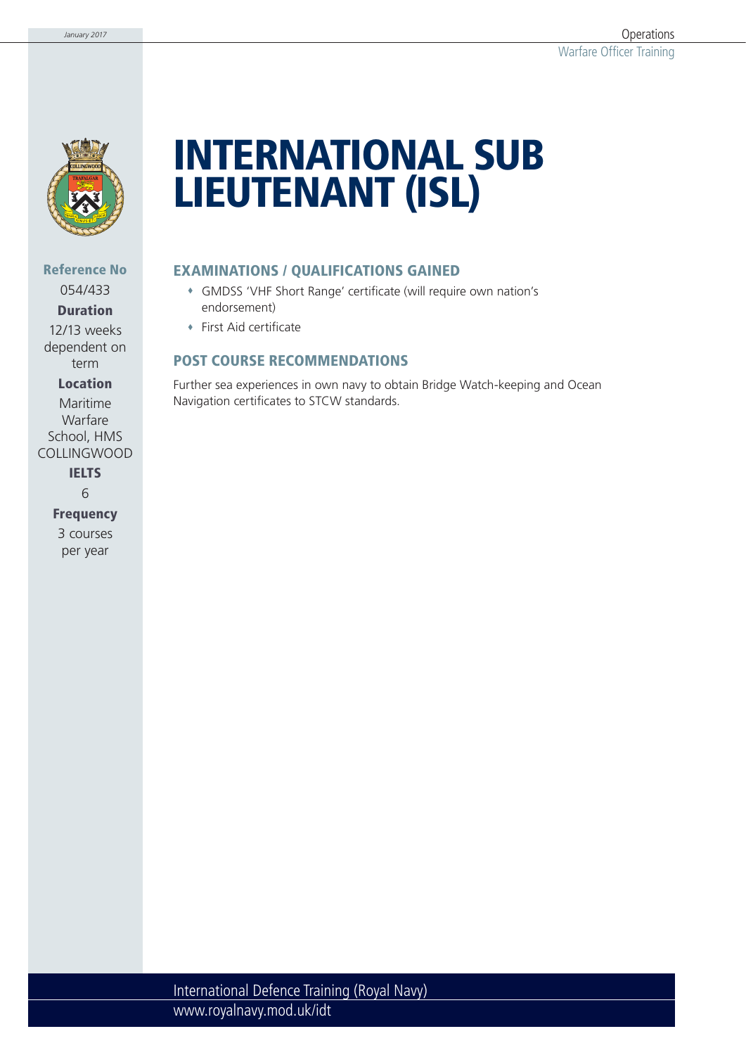# INTERNATIONAL SUB LIEUTENANT (ISL)

**Reference No**
054/433

**Duration**
12/13 weeks dependent on term

**Location**
Maritime Warfare School, HMS COLLINGWOOD

**IELTS**
6

**Frequency**
3 courses per year

## EXAMINATIONS / QUALIFICATIONS GAINED

- GMDSS 'VHF Short Range' certificate (will require own nation's endorsement)
- First Aid certificate

## POST COURSE RECOMMENDATIONS

Further sea experiences in own navy to obtain Bridge Watch-keeping and Ocean Navigation certificates to STCW standards.